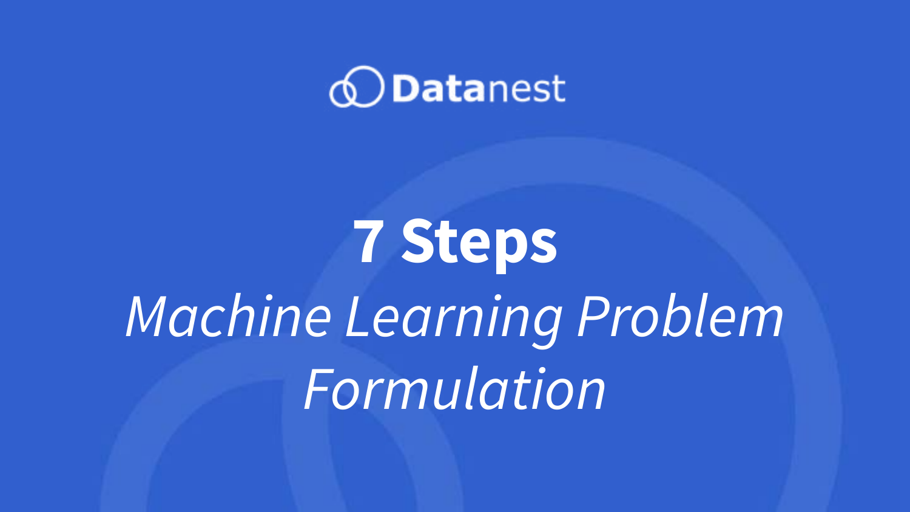Datanest

# 7 Steps

*Machine Learning Problem Formulation*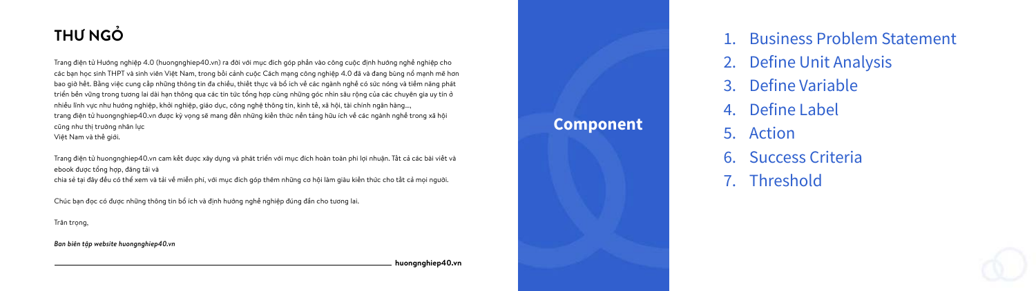# THƯ NGỎ

Trang điện tử Hướng nghiệp 4.0 (huongnghiep40.vn) ra đời với mục đích góp phần vào công cuộc định hướng nghề nghiệp cho các bạn học sinh THPT và sinh viên Việt Nam, trong bối cảnh cuộc Cách mạng công nghiệp 4.0 đã và đang bùng nổ mạnh mẽ hơn bao giờ hết. Bằng việc cung cấp những thông tin đa chiều, thiết thực và bổ ích về các ngành nghề có sức nóng và tiềm năng phát triển bền vững trong tương lai dài hạn thông qua các tin tức tổng hợp cùng những góc nhìn sâu rộng của các chuyên gia uy tín ở nhiều lĩnh vực như hướng nghiệp, khởi nghiệp, giáo dục, công nghệ thông tin, kinh tế, xã hội, tài chính ngân hàng..., trang điện tử huongnghiep40.vn được kỳ vọng sẽ mang đến những kiến thức nền tảng hữu ích về các ngành nghề trong xã hội cũng như thị trường nhân lực Việt Nam và thế giới.

Trang điện tử huongnghiep40.vn cam kết được xây dựng và phát triển với mục đích hoàn toàn phi lợi nhuận. Tất cả các bài viết và ebook được tổng hợp, đăng tải và chia sẻ tại đây đều có thể xem và tải về miễn phí, với mục đích góp thêm những cơ hội làm giàu kiến thức cho tất cả mọi người.

Chúc bạn đọc có được những thông tin bổ ích và định hướng nghề nghiệp đúng đắn cho tương lai.

Trân trọng,

*Ban biên tập website huongnghiep40.vn*

## Component

1. Business Problem Statement
2. Define Unit Analysis
3. Define Variable
4. Define Label
5. Action
6. Success Criteria
7. Threshold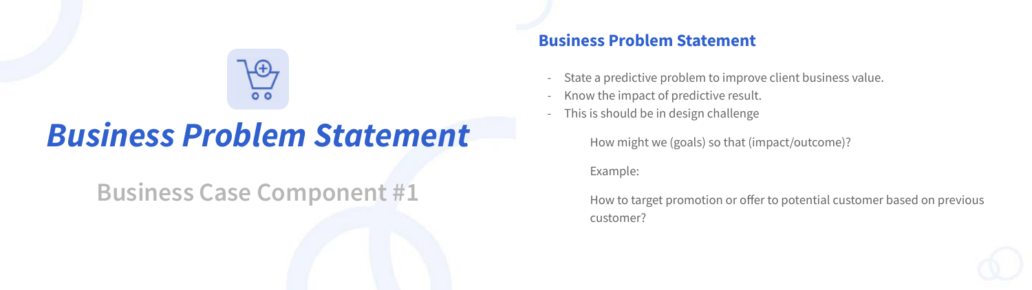# *Business Problem Statement*

## Business Case Component #1

### Business Problem Statement

- State a predictive problem to improve client business value.
- Know the impact of predictive result.
- This is should be in design challenge

    How might we (goals) so that (impact/outcome)?

    Example:

    How to target promotion or offer to potential customer based on previous customer?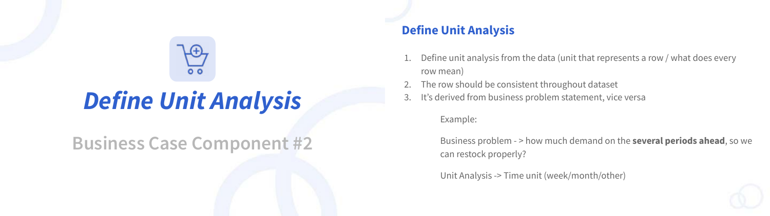# *Define Unit Analysis*

## Business Case Component #2

### Define Unit Analysis

1. Define unit analysis from the data (unit that represents a row / what does every row mean)
2. The row should be consistent throughout dataset
3. It's derived from business problem statement, vice versa

Example:

Business problem - > how much demand on the **several periods ahead**, so we can restock properly?

Unit Analysis -> Time unit (week/month/other)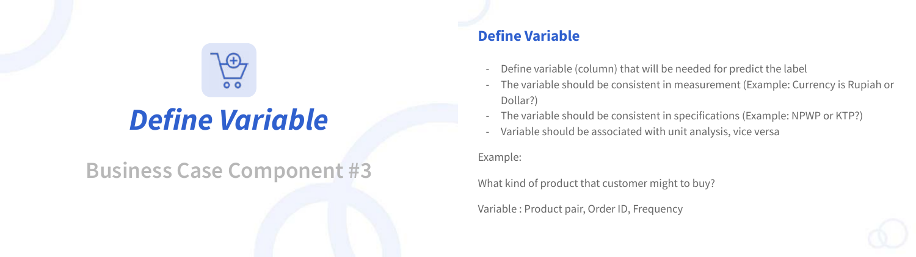# *Define Variable*

## Business Case Component #3

### Define Variable

- Define variable (column) that will be needed for predict the label
- The variable should be consistent in measurement (Example: Currency is Rupiah or Dollar?)
- The variable should be consistent in specifications (Example: NPWP or KTP?)
- Variable should be associated with unit analysis, vice versa

Example:

What kind of product that customer might to buy?

Variable : Product pair, Order ID, Frequency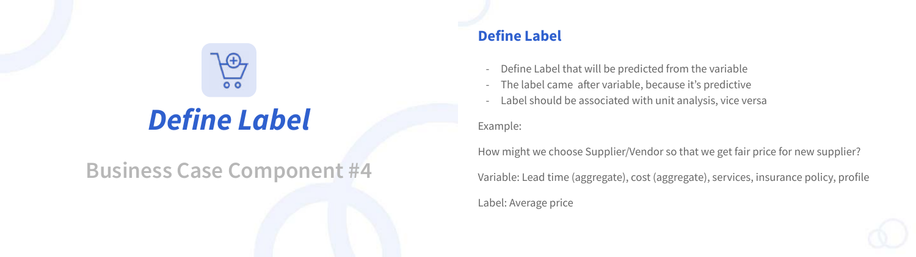# *Define Label*

## Business Case Component #4

### Define Label

- Define Label that will be predicted from the variable
- The label came  after variable, because it's predictive
- Label should be associated with unit analysis, vice versa

Example:

How might we choose Supplier/Vendor so that we get fair price for new supplier?

Variable: Lead time (aggregate), cost (aggregate), services, insurance policy, profile

Label: Average price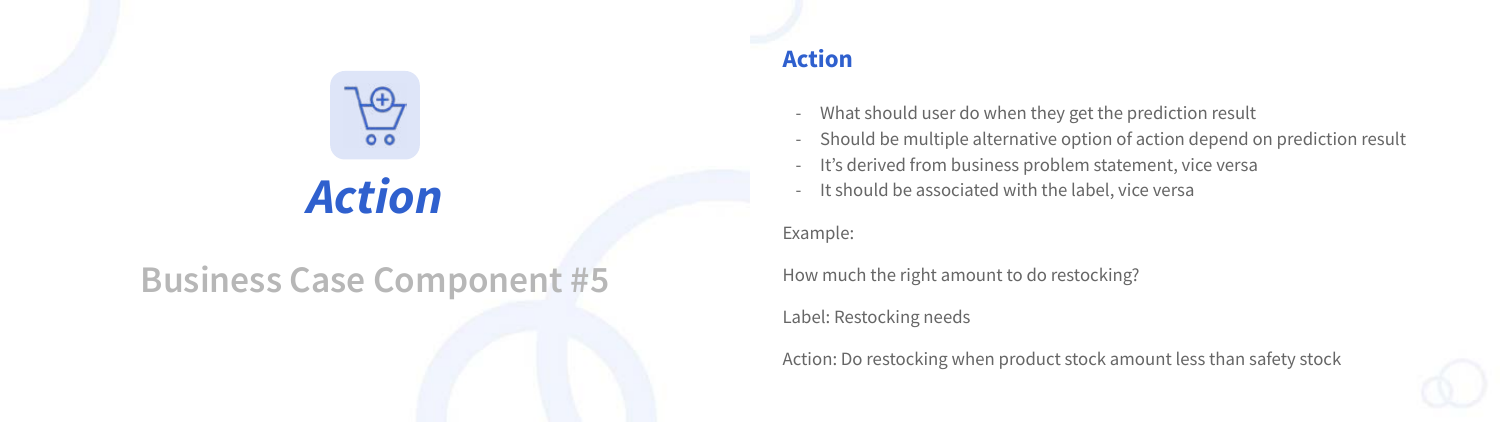# *Action*

## Business Case Component #5

### Action

- What should user do when they get the prediction result
- Should be multiple alternative option of action depend on prediction result
- It's derived from business problem statement, vice versa
- It should be associated with the label, vice versa

Example:

How much the right amount to do restocking?

Label: Restocking needs

Action: Do restocking when product stock amount less than safety stock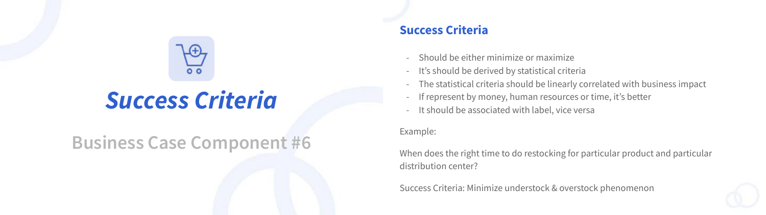# *Success Criteria*

## Business Case Component #6

### Success Criteria

- Should be either minimize or maximize
- It's should be derived by statistical criteria
- The statistical criteria should be linearly correlated with business impact
- If represent by money, human resources or time, it's better
- It should be associated with label, vice versa

Example:

When does the right time to do restocking for particular product and particular distribution center?

Success Criteria: Minimize understock & overstock phenomenon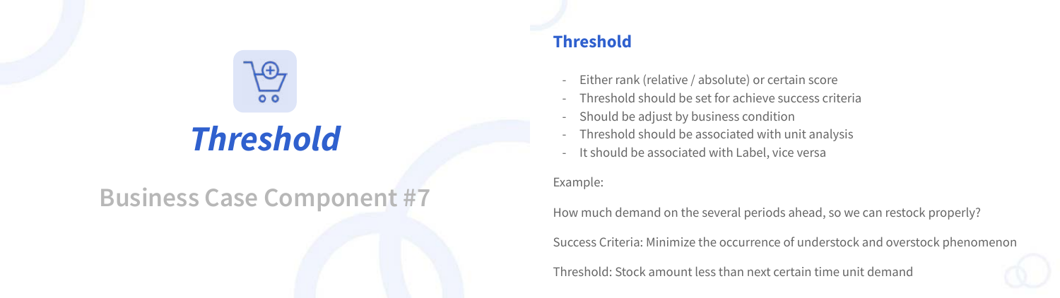# *Threshold*

## Business Case Component #7

### Threshold

- Either rank (relative / absolute) or certain score
- Threshold should be set for achieve success criteria
- Should be adjust by business condition
- Threshold should be associated with unit analysis
- It should be associated with Label, vice versa

Example:

How much demand on the several periods ahead, so we can restock properly?

Success Criteria: Minimize the occurrence of understock and overstock phenomenon

Threshold: Stock amount less than next certain time unit demand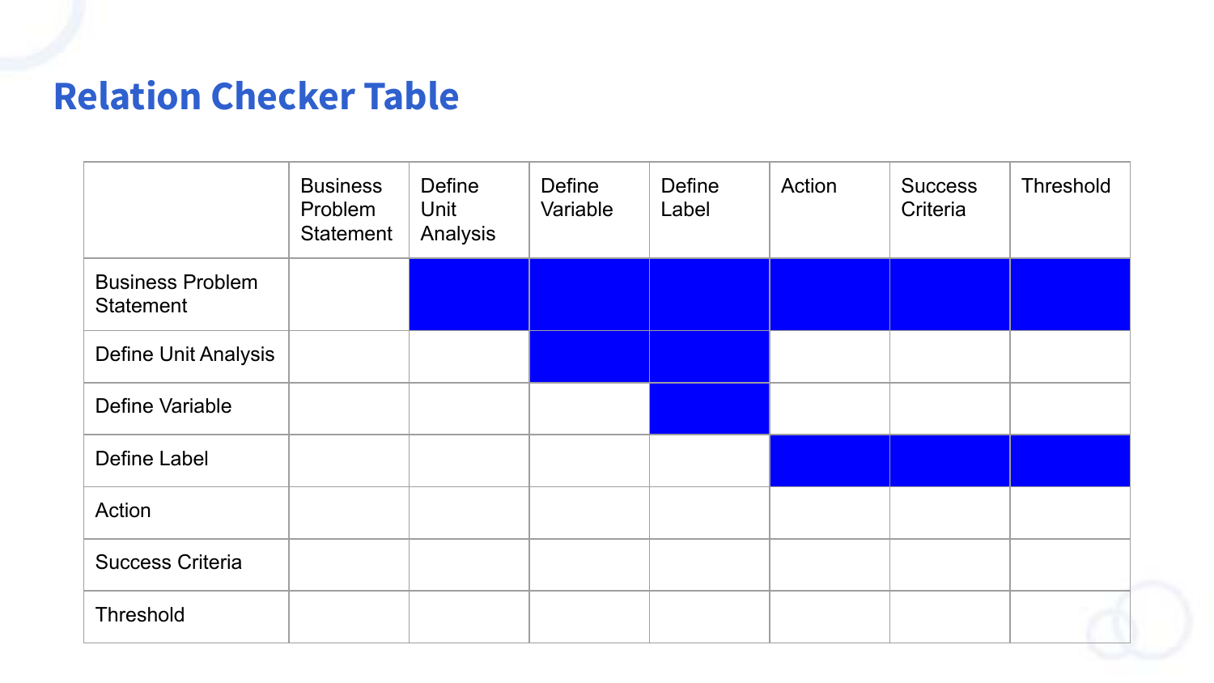# Relation Checker Table

| | Business Problem Statement | Define Unit Analysis | Define Variable | Define Label | Action | Success Criteria | Threshold |
|---|---|---|---|---|---|---|---|
| Business Problem Statement | | ■ | ■ | ■ | ■ | ■ | ■ |
| Define Unit Analysis | | | ■ | ■ | | | |
| Define Variable | | | | ■ | | | |
| Define Label | | | | | ■ | ■ | ■ |
| Action | | | | | | | |
| Success Criteria | | | | | | | |
| Threshold | | | | | | | |